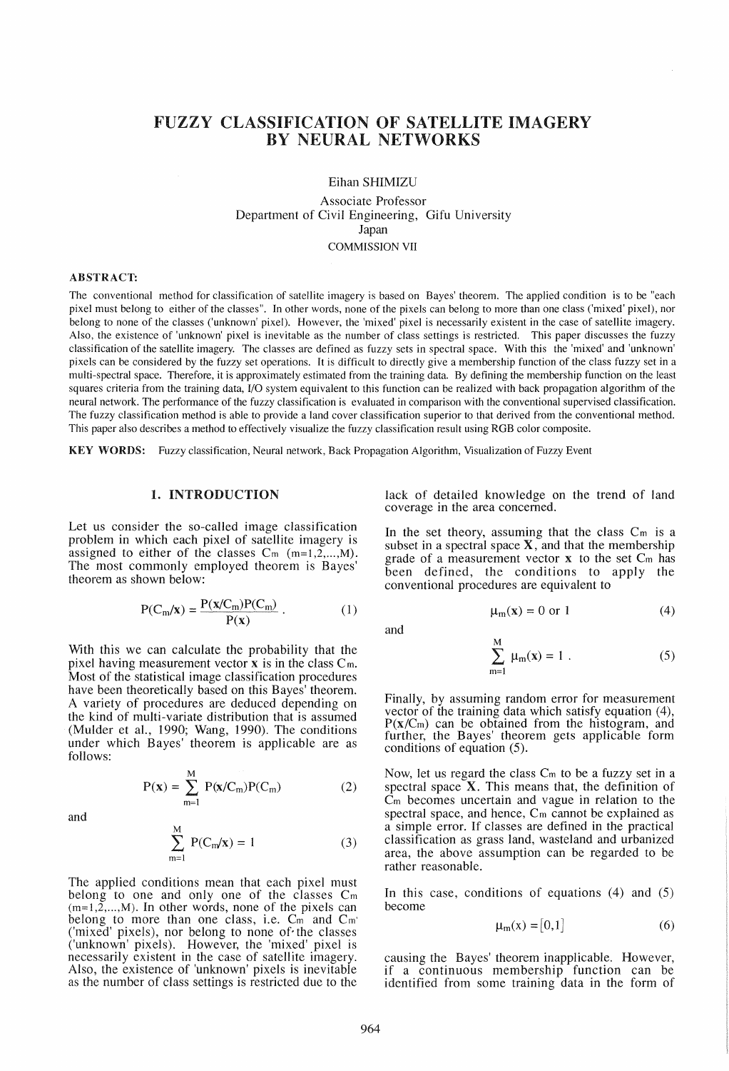# FUZZY CLASSIFICATION OF SATELLITE IMAGERY BY NEURAL NETWORKS

Eihan SHIMIZU

Associate Professor

Department of Civil Engineering, Gifu University

Japan

COMMISSION VII

**ABSTRACT:**

The conventional method for classification of satellite imagery is based on Bayes' theorem. The applied condition is to be "each pixel must belong to either of the classes". In other words, none of the pixels can belong to more than one class ('mixed' pixel), nor belong to none of the classes ('unknown' pixel). However, the 'mixed' pixel is necessarily existent in the case of satellite imagery. Also, the existence of 'unknown' pixel is inevitable as the number of class settings is restricted. This paper discusses the fuzzy classification of the satellite imagery. The classes are defined as fuzzy sets in spectral space. With this the 'mixed' and 'unknown' pixels can be considered by the fuzzy set operations. It is difficult to directly give a membership function of the class fuzzy set in a multi-spectral space. Therefore, it is approximately estimated from the training data. By defining the membership function on the least squares criteria from the training data, I/O system equivalent to this function can be realized with back propagation algorithm of the neural network. The performance of the fuzzy classification is evaluated in comparison with the conventional supervised classification. The fuzzy classification method is able to provide a land cover classification superior to that derived from the conventional method. This paper also describes a method to effectively visualize the fuzzy classification result using RGB color composite.

**KEY WORDS:** Fuzzy classification, Neural network, Back Propagation Algorithm, Visualization of Fuzzy Event

## 1. INTRODUCTION

Let us consider the so-called image classification problem in which each pixel of satellite imagery is assigned to either of the classes $C_m$ ($m=1,2,...,M$). The most commonly employed theorem is Bayes' theorem as shown below:

$$P(C_m/\mathbf{x}) = \frac{P(\mathbf{x}/C_m)P(C_m)}{P(\mathbf{x})} . \tag{1}$$

With this we can calculate the probability that the pixel having measurement vector $\mathbf{x}$ is in the class $C_m$. Most of the statistical image classification procedures have been theoretically based on this Bayes' theorem. A variety of procedures are deduced depending on the kind of multi-variate distribution that is assumed (Mulder et al., 1990; Wang, 1990). The conditions under which Bayes' theorem is applicable are as follows:

$$P(\mathbf{x}) = \sum_{m=1}^{M} P(\mathbf{x}/C_m)P(C_m) \tag{2}$$

and

$$\sum_{m=1}^{M} P(C_m/\mathbf{x}) = 1 \tag{3}$$

The applied conditions mean that each pixel must belong to one and only one of the classes $C_m$ ($m=1,2,...,M$). In other words, none of the pixels can belong to more than one class, i.e. $C_m$ and $C_{m'}$ ('mixed' pixels), nor belong to none of the classes ('unknown' pixels). However, the 'mixed' pixel is necessarily existent in the case of satellite imagery. Also, the existence of 'unknown' pixels is inevitable as the number of class settings is restricted due to the lack of detailed knowledge on the trend of land coverage in the area concerned.

In the set theory, assuming that the class $C_m$ is a subset in a spectral space $\mathbf{X}$, and that the membership grade of a measurement vector $\mathbf{x}$ to the set $C_m$ has been defined, the conditions to apply the conventional procedures are equivalent to

$$\mu_m(\mathbf{x}) = 0 \text{ or } 1 \tag{4}$$

and

$$\sum_{m=1}^{M} \mu_m(\mathbf{x}) = 1 . \tag{5}$$

Finally, by assuming random error for measurement vector of the training data which satisfy equation (4), $P(\mathbf{x}/C_m)$ can be obtained from the histogram, and further, the Bayes' theorem gets applicable form conditions of equation (5).

Now, let us regard the class $C_m$ to be a fuzzy set in a spectral space $\mathbf{X}$. This means that, the definition of $C_m$ becomes uncertain and vague in relation to the spectral space, and hence, $C_m$ cannot be explained as a simple error. If classes are defined in the practical classification as grass land, wasteland and urbanized area, the above assumption can be regarded to be rather reasonable.

In this case, conditions of equations (4) and (5) become

$$\mu_m(\mathbf{x}) = [0,1] \tag{6}$$

causing the Bayes' theorem inapplicable. However, if a continuous membership function can be identified from some training data in the form of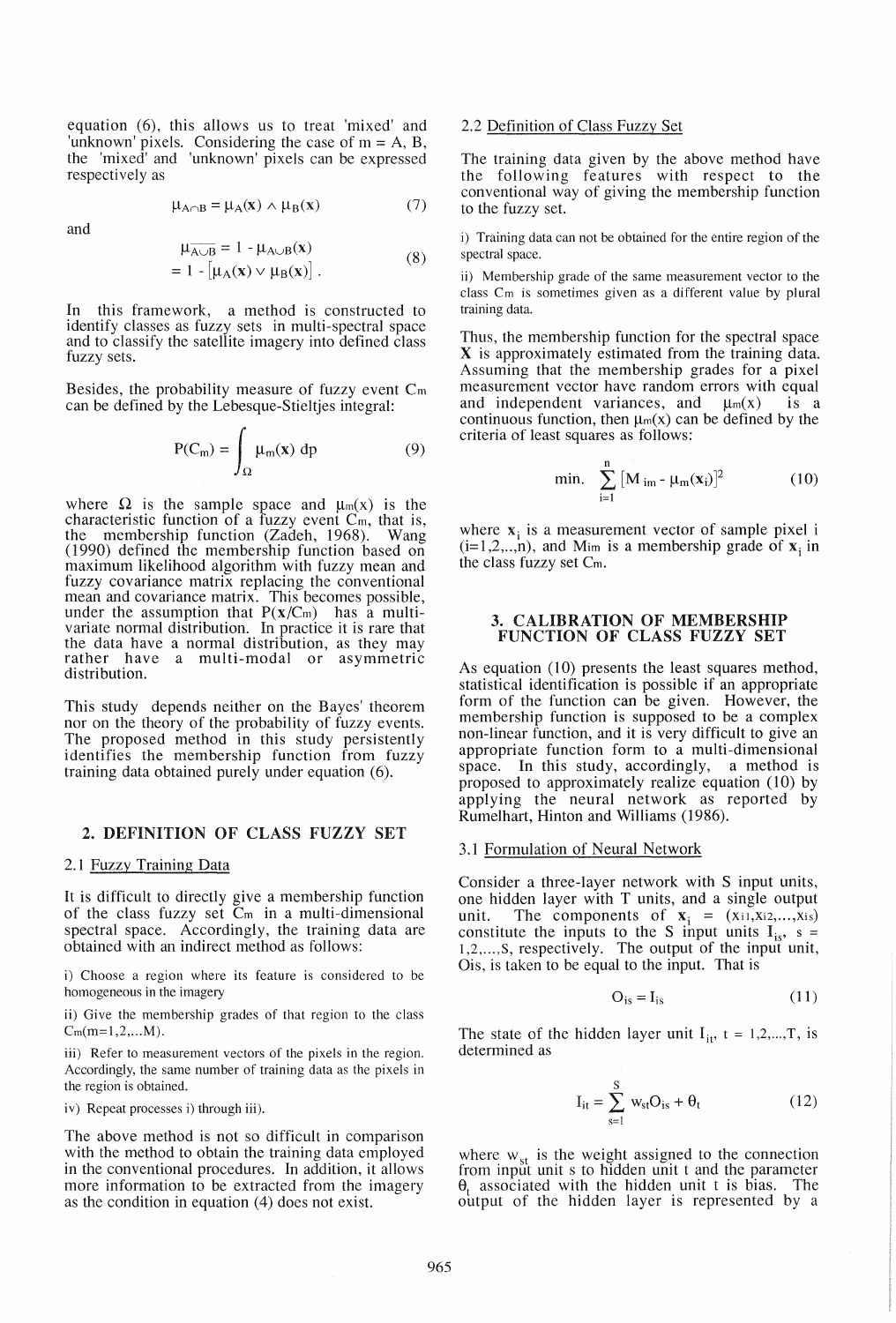equation (6), this allows us to treat 'mixed' and 'unknown' pixels. Considering the case of m = A, B, the 'mixed' and 'unknown' pixels can be expressed respectively as

$$\mu_{A \cap B} = \mu_A(\mathbf{x}) \wedge \mu_B(\mathbf{x}) \tag{7}$$

and

$$\begin{aligned} \mu_{\overline{A \cup B}} &= 1 - \mu_{A \cup B}(\mathbf{x}) \\ &= 1 - [\mu_A(\mathbf{x}) \vee \mu_B(\mathbf{x})] . \end{aligned} \tag{8}$$

In this framework, a method is constructed to identify classes as fuzzy sets in multi-spectral space and to classify the satellite imagery into defined class fuzzy sets.

Besides, the probability measure of fuzzy event $C_m$ can be defined by the Lebesque-Stieltjes integral:

$$P(C_m) = \int_{\Omega} \mu_m(\mathbf{x}) \, dp \tag{9}$$

where $\Omega$ is the sample space and $\mu_m(\mathbf{x})$ is the characteristic function of a fuzzy event $C_m$, that is, the membership function (Zadeh, 1968). Wang (1990) defined the membership function based on maximum likelihood algorithm with fuzzy mean and fuzzy covariance matrix replacing the conventional mean and covariance matrix. This becomes possible, under the assumption that $P(\mathbf{x}/C_m)$ has a multi-variate normal distribution. In practice it is rare that the data have a normal distribution, as they may rather have a multi-modal or asymmetric distribution.

This study depends neither on the Bayes' theorem nor on the theory of the probability of fuzzy events. The proposed method in this study persistently identifies the membership function from fuzzy training data obtained purely under equation (6).

## 2. DEFINITION OF CLASS FUZZY SET

### 2.1 Fuzzy Training Data

It is difficult to directly give a membership function of the class fuzzy set $C_m$ in a multi-dimensional spectral space. Accordingly, the training data are obtained with an indirect method as follows:

i) Choose a region where its feature is considered to be homogeneous in the imagery

ii) Give the membership grades of that region to the class $C_m(m=1,2,...M)$.

iii) Refer to measurement vectors of the pixels in the region. Accordingly, the same number of training data as the pixels in the region is obtained.

iv) Repeat processes i) through iii).

The above method is not so difficult in comparison with the method to obtain the training data employed in the conventional procedures. In addition, it allows more information to be extracted from the imagery as the condition in equation (4) does not exist.

### 2.2 Definition of Class Fuzzy Set

The training data given by the above method have the following features with respect to the conventional way of giving the membership function to the fuzzy set.

i) Training data can not be obtained for the entire region of the spectral space.

ii) Membership grade of the same measurement vector to the class $C_m$ is sometimes given as a different value by plural training data.

Thus, the membership function for the spectral space $\mathbf{X}$ is approximately estimated from the training data. Assuming that the membership grades for a pixel measurement vector have random errors with equal and independent variances, and $\mu_m(\mathbf{x})$ is a continuous function, then $\mu_m(\mathbf{x})$ can be defined by the criteria of least squares as follows:

$$\min. \sum_{i=1}^{n} [M_{im} - \mu_m(\mathbf{x}_i)]^2 \tag{10}$$

where $\mathbf{x}_i$ is a measurement vector of sample pixel i (i=1,2,..,n), and $M_{im}$ is a membership grade of $\mathbf{x}_i$ in the class fuzzy set $C_m$.

## 3. CALIBRATION OF MEMBERSHIP FUNCTION OF CLASS FUZZY SET

As equation (10) presents the least squares method, statistical identification is possible if an appropriate form of the function can be given. However, the membership function is supposed to be a complex non-linear function, and it is very difficult to give an appropriate function form to a multi-dimensional space. In this study, accordingly, a method is proposed to approximately realize equation (10) by applying the neural network as reported by Rumelhart, Hinton and Williams (1986).

### 3.1 Formulation of Neural Network

Consider a three-layer network with S input units, one hidden layer with T units, and a single output unit. The components of $\mathbf{x}_i = (x_{i1}, x_{i2}, ..., x_{is})$ constitute the inputs to the S input units $I_{is}$, s = 1,2,...,S, respectively. The output of the input unit, $O_{is}$, is taken to be equal to the input. That is

$$O_{is} = I_{is} \tag{11}$$

The state of the hidden layer unit $I_{it}$, t = 1,2,...,T, is determined as

$$I_{it} = \sum_{s=1}^{S} w_{st} O_{is} + \theta_t \tag{12}$$

where $w_{st}$ is the weight assigned to the connection from input unit s to hidden unit t and the parameter $\theta_t$ associated with the hidden unit t is bias. The output of the hidden layer is represented by a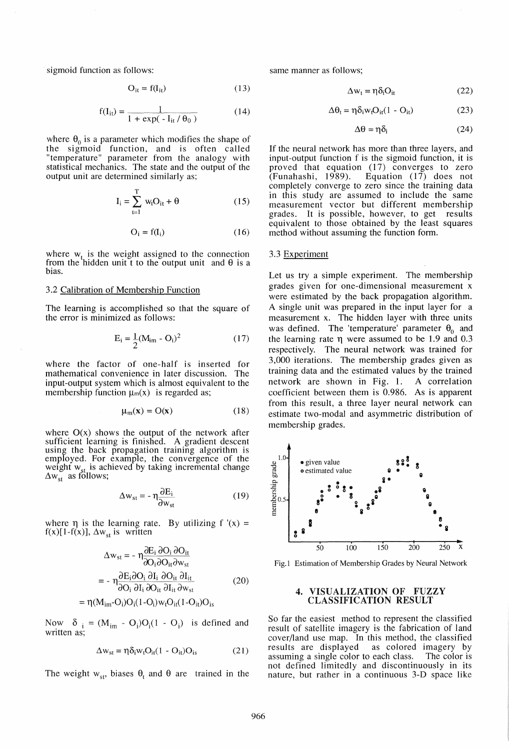sigmoid function as follows:

$$O_{it} = f(I_{it}) \tag{13}$$

$$f(I_{it}) = \frac{1}{1 + \exp(-I_{it} / \theta_0)} \tag{14}$$

where $\theta_0$ is a parameter which modifies the shape of the sigmoid function, and is often called "temperature" parameter from the analogy with statistical mechanics. The state and the output of the output unit are determined similarly as;

$$I_i = \sum_{t=1}^{T} w_t O_{it} + \theta \tag{15}$$

$$O_i = f(I_i) \tag{16}$$

where $w_t$ is the weight assigned to the connection from the hidden unit t to the output unit and $\theta$ is a bias.

### 3.2 Calibration of Membership Function

The learning is accomplished so that the square of the error is minimized as follows:

$$E_i = \frac{1}{2}(M_{im} - O_i)^2 \tag{17}$$

where the factor of one-half is inserted for mathematical convenience in later discussion. The input-output system which is almost equivalent to the membership function $\mu_m(x)$ is regarded as;

$$\mu_m(\mathbf{x}) = O(\mathbf{x}) \tag{18}$$

where O(x) shows the output of the network after sufficient learning is finished. A gradient descent using the back propagation training algorithm is employed. For example, the convergence of the weight $w_{st}$ is achieved by taking incremental change $\Delta w_{st}$ as follows;

$$\Delta w_{st} = -\eta \frac{\partial E_i}{\partial w_{st}} \tag{19}$$

where $\eta$ is the learning rate. By utilizing $f'(x) = f(x)[1-f(x)]$, $\Delta w_{st}$ is written

$$\begin{aligned} \Delta w_{st} &= -\eta \frac{\partial E_i}{\partial O_i} \frac{\partial O_i}{\partial O_{it}} \frac{\partial O_{it}}{\partial w_{st}} \\ &= -\eta \frac{\partial E_i}{\partial O_i} \frac{\partial O_i}{\partial I_i} \frac{\partial I_i}{\partial O_{it}} \frac{\partial O_{it}}{\partial I_{it}} \frac{\partial I_{it}}{\partial w_{st}} \\ &= \eta (M_{im} - O_i) O_i (1 - O_i) w_t O_{it} (1 - O_{it}) O_{is} \end{aligned} \tag{20}$$

Now $\delta_i = (M_{im} - O_i) O_i (1 - O_i)$ is defined and written as;

$$\Delta w_{st} = \eta \delta_i w_t O_{it} (1 - O_{it}) O_{is} \tag{21}$$

The weight $w_{st}$, biases $\theta_t$ and $\theta$ are trained in the same manner as follows;

$$\Delta w_t = \eta \delta_i O_{it} \tag{22}$$

$$\Delta \theta_t = \eta \delta_i w_t O_{it} (1 - O_{it}) \tag{23}$$

$$\Delta \theta = \eta \delta_i \tag{24}$$

If the neural network has more than three layers, and input-output function f is the sigmoid function, it is proved that equation (17) converges to zero (Funahashi, 1989). Equation (17) does not completely converge to zero since the training data in this study are assumed to include the same measurement vector but different membership grades. It is possible, however, to get results equivalent to those obtained by the least squares method without assuming the function form.

### 3.3 Experiment

Let us try a simple experiment. The membership grades given for one-dimensional measurement x were estimated by the back propagation algorithm. A single unit was prepared in the input layer for a measurement x. The hidden layer with three units was defined. The 'temperature' parameter $\theta_0$ and the learning rate $\eta$ were assumed to be 1.9 and 0.3 respectively. The neural network was trained for 3,000 iterations. The membership grades given as training data and the estimated values by the trained network are shown in Fig. 1. A correlation coefficient between them is 0.986. As is apparent from this result, a three layer neural network can estimate two-modal and asymmetric distribution of membership grades.

Fig.1 Estimation of Membership Grades by Neural Network

## 4. VISUALIZATION OF FUZZY CLASSIFICATION RESULT

So far the easiest method to represent the classified result of satellite imagery is the fabrication of land cover/land use map. In this method, the classified results are displayed as colored imagery by assuming a single color to each class. The color is not defined limitedly and discontinuously in its nature, but rather in a continuous 3-D space like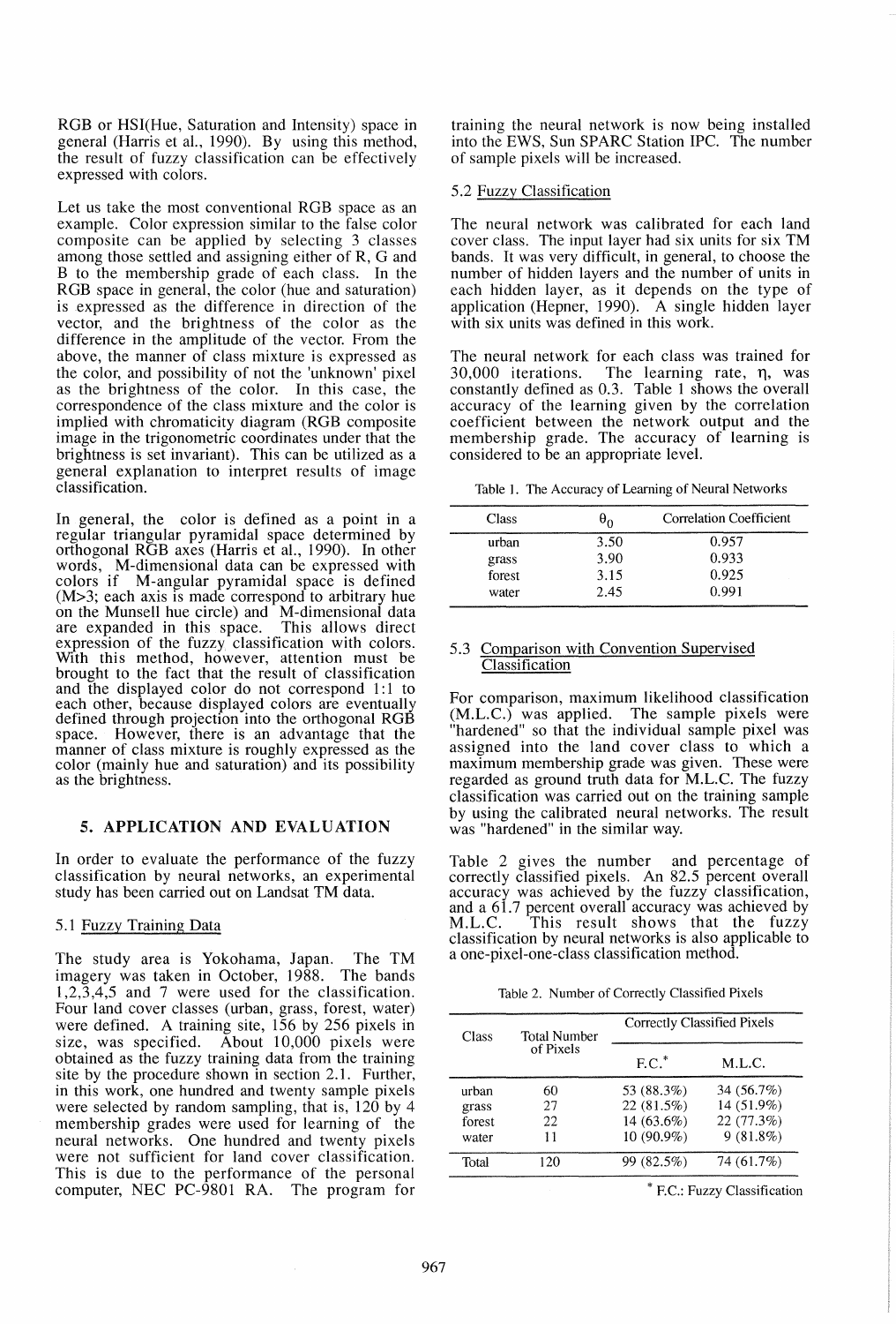RGB or HSI(Hue, Saturation and Intensity) space in general (Harris et al., 1990). By using this method, the result of fuzzy classification can be effectively expressed with colors.

Let us take the most conventional RGB space as an example. Color expression similar to the false color composite can be applied by selecting 3 classes among those settled and assigning either of R, G and B to the membership grade of each class. In the RGB space in general, the color (hue and saturation) is expressed as the difference in direction of the vector, and the brightness of the color as the difference in the amplitude of the vector. From the above, the manner of class mixture is expressed as the color, and possibility of not the 'unknown' pixel as the brightness of the color. In this case, the correspondence of the class mixture and the color is implied with chromaticity diagram (RGB composite image in the trigonometric coordinates under that the brightness is set invariant). This can be utilized as a general explanation to interpret results of image classification.

In general, the color is defined as a point in a regular triangular pyramidal space determined by orthogonal RGB axes (Harris et al., 1990). In other words, M-dimensional data can be expressed with colors if M-angular pyramidal space is defined (M>3; each axis is made correspond to arbitrary hue on the Munsell hue circle) and M-dimensional data are expanded in this space. This allows direct expression of the fuzzy classification with colors. With this method, however, attention must be brought to the fact that the result of classification and the displayed color do not correspond 1:1 to each other, because displayed colors are eventually defined through projection into the orthogonal RGB space. However, there is an advantage that the manner of class mixture is roughly expressed as the color (mainly hue and saturation) and its possibility as the brightness.

## 5. APPLICATION AND EVALUATION

In order to evaluate the performance of the fuzzy classification by neural networks, an experimental study has been carried out on Landsat TM data.

### 5.1 Fuzzy Training Data

The study area is Yokohama, Japan. The TM imagery was taken in October, 1988. The bands 1,2,3,4,5 and 7 were used for the classification. Four land cover classes (urban, grass, forest, water) were defined. A training site, 156 by 256 pixels in size, was specified. About 10,000 pixels were obtained as the fuzzy training data from the training site by the procedure shown in section 2.1. Further, in this work, one hundred and twenty sample pixels were selected by random sampling, that is, 120 by 4 membership grades were used for learning of the neural networks. One hundred and twenty pixels were not sufficient for land cover classification. This is due to the performance of the personal computer, NEC PC-9801 RA. The program for training the neural network is now being installed into the EWS, Sun SPARC Station IPC. The number of sample pixels will be increased.

### 5.2 Fuzzy Classification

The neural network was calibrated for each land cover class. The input layer had six units for six TM bands. It was very difficult, in general, to choose the number of hidden layers and the number of units in each hidden layer, as it depends on the type of application (Hepner, 1990). A single hidden layer with six units was defined in this work.

The neural network for each class was trained for 30,000 iterations. The learning rate, $\eta$, was constantly defined as 0.3. Table 1 shows the overall accuracy of the learning given by the correlation coefficient between the network output and the membership grade. The accuracy of learning is considered to be an appropriate level.

Table 1. The Accuracy of Learning of Neural Networks

| Class | $\theta_0$ | Correlation Coefficient |
|---|---|---|
| urban | 3.50 | 0.957 |
| grass | 3.90 | 0.933 |
| forest | 3.15 | 0.925 |
| water | 2.45 | 0.991 |

### 5.3 Comparison with Convention Supervised Classification

For comparison, maximum likelihood classification (M.L.C.) was applied. The sample pixels were "hardened" so that the individual sample pixel was assigned into the land cover class to which a maximum membership grade was given. These were regarded as ground truth data for M.L.C. The fuzzy classification was carried out on the training sample by using the calibrated neural networks. The result was "hardened" in the similar way.

Table 2 gives the number and percentage of correctly classified pixels. An 82.5 percent overall accuracy was achieved by the fuzzy classification, and a 61.7 percent overall accuracy was achieved by M.L.C. This result shows that the fuzzy classification by neural networks is also applicable to a one-pixel-one-class classification method.

Table 2. Number of Correctly Classified Pixels

| Class | Total Number of Pixels | Correctly Classified Pixels | |
|---|---|---|---|
| | | F.C.* | M.L.C. |
| urban | 60 | 53 (88.3%) | 34 (56.7%) |
| grass | 27 | 22 (81.5%) | 14 (51.9%) |
| forest | 22 | 14 (63.6%) | 22 (77.3%) |
| water | 11 | 10 (90.9%) | 9 (81.8%) |
| Total | 120 | 99 (82.5%) | 74 (61.7%) |

* F.C.: Fuzzy Classification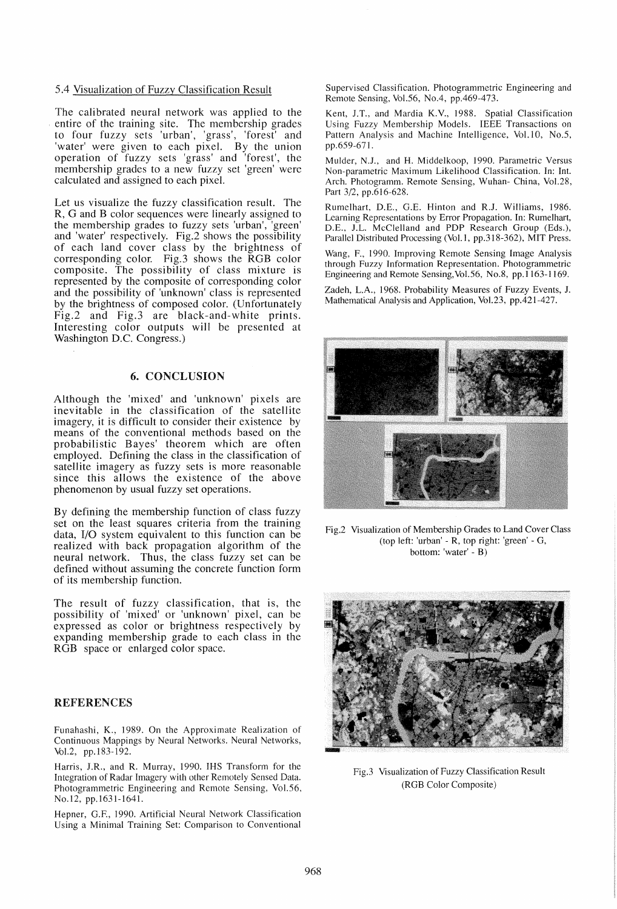### 5.4 Visualization of Fuzzy Classification Result

The calibrated neural network was applied to the entire of the training site. The membership grades to four fuzzy sets 'urban', 'grass', 'forest' and 'water' were given to each pixel. By the union operation of fuzzy sets 'grass' and 'forest', the membership grades to a new fuzzy set 'green' were calculated and assigned to each pixel.

Let us visualize the fuzzy classification result. The R, G and B color sequences were linearly assigned to the membership grades to fuzzy sets 'urban', 'green' and 'water' respectively. Fig.2 shows the possibility of each land cover class by the brightness of corresponding color. Fig.3 shows the RGB color composite. The possibility of class mixture is represented by the composite of corresponding color and the possibility of 'unknown' class is represented by the brightness of composed color. (Unfortunately Fig.2 and Fig.3 are black-and-white prints. Interesting color outputs will be presented at Washington D.C. Congress.)

## 6. CONCLUSION

Although the 'mixed' and 'unknown' pixels are inevitable in the classification of the satellite imagery, it is difficult to consider their existence by means of the conventional methods based on the probabilistic Bayes' theorem which are often employed. Defining the class in the classification of satellite imagery as fuzzy sets is more reasonable since this allows the existence of the above phenomenon by usual fuzzy set operations.

By defining the membership function of class fuzzy set on the least squares criteria from the training data, I/O system equivalent to this function can be realized with back propagation algorithm of the neural network. Thus, the class fuzzy set can be defined without assuming the concrete function form of its membership function.

The result of fuzzy classification, that is, the possibility of 'mixed' or 'unknown' pixel, can be expressed as color or brightness respectively by expanding membership grade to each class in the RGB space or enlarged color space.

## REFERENCES

Funahashi, K., 1989. On the Approximate Realization of Continuous Mappings by Neural Networks. Neural Networks, Vol.2, pp.183-192.

Harris, J.R., and R. Murray, 1990. IHS Transform for the Integration of Radar Imagery with other Remotely Sensed Data. Photogrammetric Engineering and Remote Sensing, Vol.56, No.12, pp.1631-1641.

Hepner, G.F., 1990. Artificial Neural Network Classification Using a Minimal Training Set: Comparison to Conventional Supervised Classification. Photogrammetric Engineering and Remote Sensing, Vol.56, No.4, pp.469-473.

Kent, J.T., and Mardia K.V., 1988. Spatial Classification Using Fuzzy Membership Models. IEEE Transactions on Pattern Analysis and Machine Intelligence, Vol.10, No.5, pp.659-671.

Mulder, N.J., and H. Middelkoop, 1990. Parametric Versus Non-parametric Maximum Likelihood Classification. In: Int. Arch. Photogramm. Remote Sensing, Wuhan- China, Vol.28, Part 3/2, pp.616-628.

Rumelhart, D.E., G.E. Hinton and R.J. Williams, 1986. Learning Representations by Error Propagation. In: Rumelhart, D.E., J.L. McClelland and PDP Research Group (Eds.), Parallel Distributed Processing (Vol.1, pp.318-362), MIT Press.

Wang, F., 1990. Improving Remote Sensing Image Analysis through Fuzzy Information Representation. Photogrammetric Engineering and Remote Sensing, Vol.56, No.8, pp.1163-1169.

Zadeh, L.A., 1968. Probability Measures of Fuzzy Events, J. Mathematical Analysis and Application, Vol.23, pp.421-427.

Fig.2 Visualization of Membership Grades to Land Cover Class (top left: 'urban' - R, top right: 'green' - G, bottom: 'water' - B)

Fig.3 Visualization of Fuzzy Classification Result (RGB Color Composite)